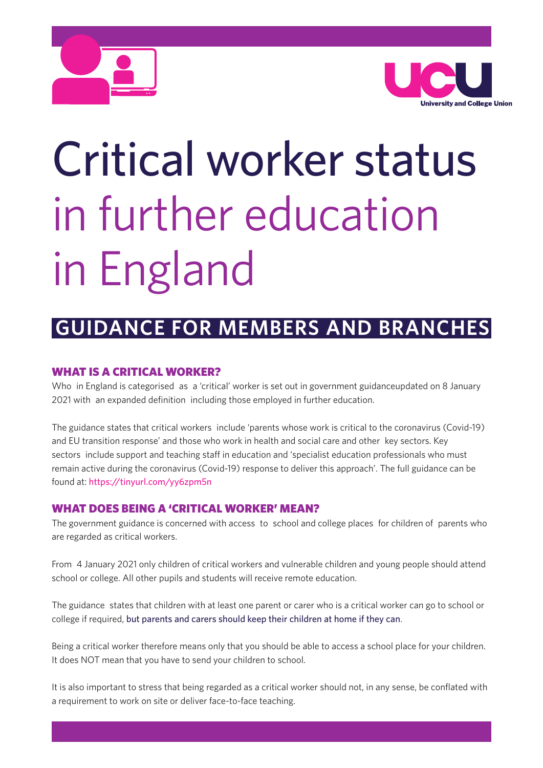# Critical worker status in further education in England

## GUIDANCE FOR MEMBERS AND BRANCHES

### WHAT IS A CRITICAL WORKER?

Who in England is categorised as a 'critical' worker is set out in government guidanceupdated on 8 January 2021 with an expanded definition including those employed in further education.

The guidance states that critical workers include 'parents whose work is critical to the coronavirus (Covid-19) and EU transition response' and those who work in health and social care and other key sectors. Key sectors include support and teaching staff in education and 'specialist education professionals who must remain active during the coronavirus (Covid-19) response to deliver this approach'. The full guidance can be found at: https://tinyurl.com/yy6zpm5n

### WHAT DOES BEING A 'CRITICAL WORKER' MEAN?

The government guidance is concerned with access to school and college places for children of parents who are regarded as critical workers.

From 4 January 2021 only children of critical workers and vulnerable children and young people should attend school or college. All other pupils and students will receive remote education.

The guidance states that children with at least one parent or carer who is a critical worker can go to school or college if required, but parents and carers should keep their children at home if they can.

Being a critical worker therefore means only that you should be able to access a school place for your children. It does NOT mean that you have to send your children to school.

It is also important to stress that being regarded as a critical worker should not, in any sense, be conflated with a requirement to work on site or deliver face-to-face teaching.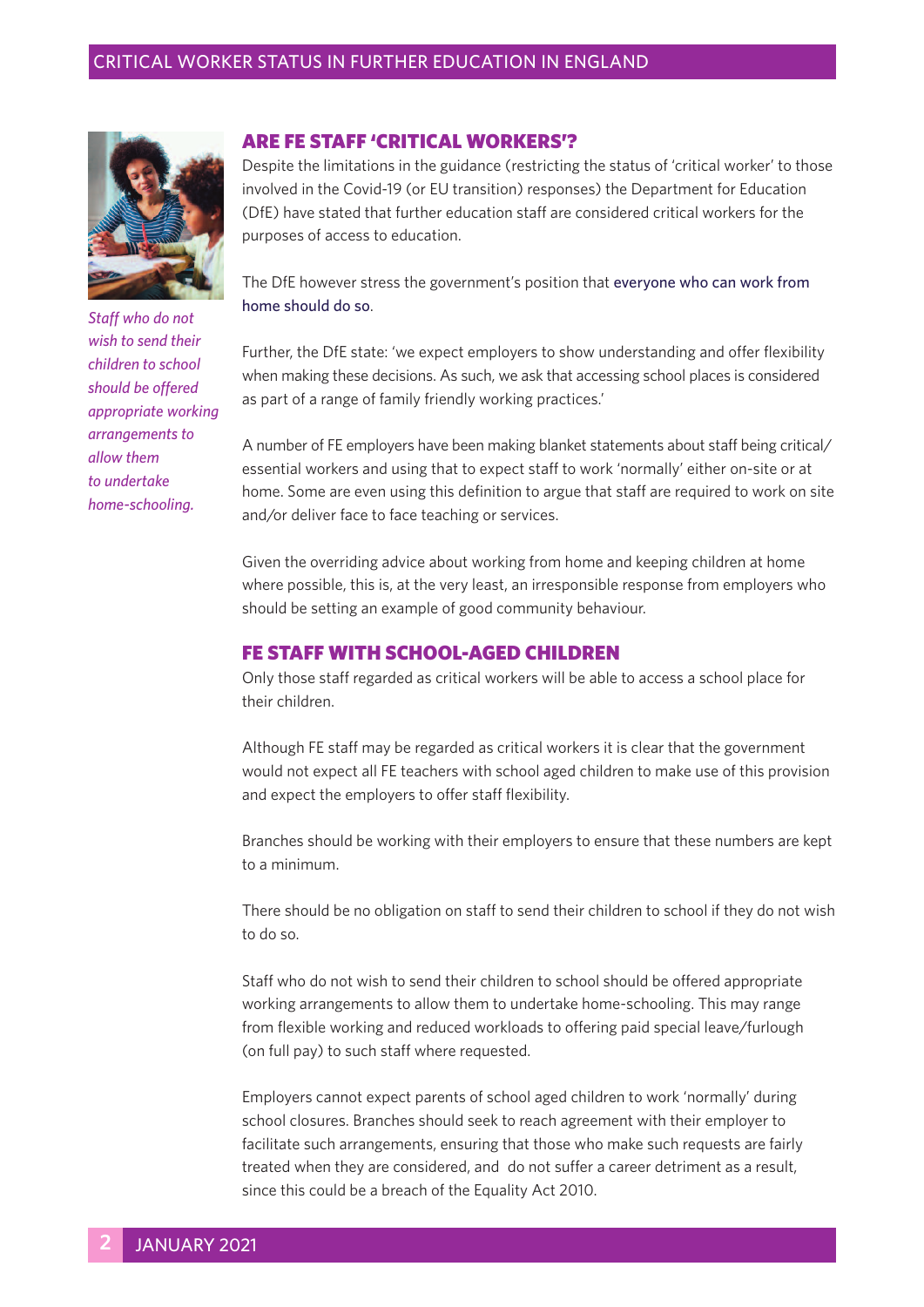## ARE FE STAFF 'CRITICAL WORKERS'?

Despite the limitations in the guidance (restricting the status of 'critical worker' to those involved in the Covid-19 (or EU transition) responses) the Department for Education (DfE) have stated that further education staff are considered critical workers for the purposes of access to education.

The DfE however stress the government's position that everyone who can work from home should do so.

Further, the DfE state: 'we expect employers to show understanding and offer flexibility when making these decisions. As such, we ask that accessing school places is considered as part of a range of family friendly working practices.'

A number of FE employers have been making blanket statements about staff being critical/essential workers and using that to expect staff to work 'normally' either on-site or at home. Some are even using this definition to argue that staff are required to work on site and/or deliver face to face teaching or services.

Given the overriding advice about working from home and keeping children at home where possible, this is, at the very least, an irresponsible response from employers who should be setting an example of good community behaviour.

*Staff who do not wish to send their children to school should be offered appropriate working arrangements to allow them to undertake home-schooling.*

## FE STAFF WITH SCHOOL-AGED CHILDREN

Only those staff regarded as critical workers will be able to access a school place for their children.

Although FE staff may be regarded as critical workers it is clear that the government would not expect all FE teachers with school aged children to make use of this provision and expect the employers to offer staff flexibility.

Branches should be working with their employers to ensure that these numbers are kept to a minimum.

There should be no obligation on staff to send their children to school if they do not wish to do so.

Staff who do not wish to send their children to school should be offered appropriate working arrangements to allow them to undertake home-schooling. This may range from flexible working and reduced workloads to offering paid special leave/furlough (on full pay) to such staff where requested.

Employers cannot expect parents of school aged children to work 'normally' during school closures. Branches should seek to reach agreement with their employer to facilitate such arrangements, ensuring that those who make such requests are fairly treated when they are considered, and do not suffer a career detriment as a result, since this could be a breach of the Equality Act 2010.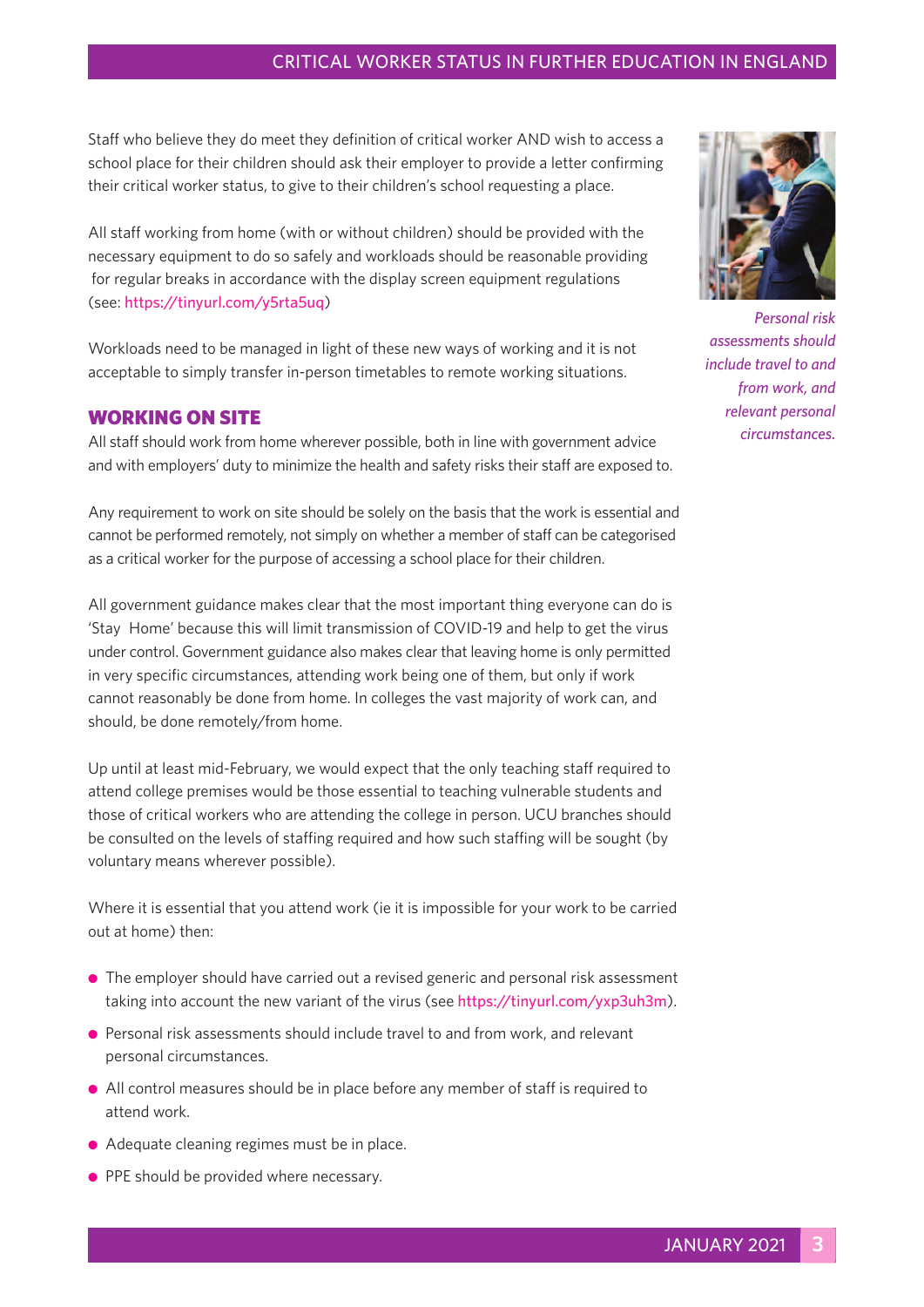Staff who believe they do meet they definition of critical worker AND wish to access a school place for their children should ask their employer to provide a letter confirming their critical worker status, to give to their children's school requesting a place.

All staff working from home (with or without children) should be provided with the necessary equipment to do so safely and workloads should be reasonable providing for regular breaks in accordance with the display screen equipment regulations (see: https://tinyurl.com/y5rta5uq)

Workloads need to be managed in light of these new ways of working and it is not acceptable to simply transfer in-person timetables to remote working situations.

## WORKING ON SITE

All staff should work from home wherever possible, both in line with government advice and with employers' duty to minimize the health and safety risks their staff are exposed to.

Any requirement to work on site should be solely on the basis that the work is essential and cannot be performed remotely, not simply on whether a member of staff can be categorised as a critical worker for the purpose of accessing a school place for their children.

All government guidance makes clear that the most important thing everyone can do is 'Stay Home' because this will limit transmission of COVID-19 and help to get the virus under control. Government guidance also makes clear that leaving home is only permitted in very specific circumstances, attending work being one of them, but only if work cannot reasonably be done from home. In colleges the vast majority of work can, and should, be done remotely/from home.

Up until at least mid-February, we would expect that the only teaching staff required to attend college premises would be those essential to teaching vulnerable students and those of critical workers who are attending the college in person. UCU branches should be consulted on the levels of staffing required and how such staffing will be sought (by voluntary means wherever possible).

Where it is essential that you attend work (ie it is impossible for your work to be carried out at home) then:

- The employer should have carried out a revised generic and personal risk assessment taking into account the new variant of the virus (see https://tinyurl.com/yxp3uh3m).
- Personal risk assessments should include travel to and from work, and relevant personal circumstances.
- All control measures should be in place before any member of staff is required to attend work.
- Adequate cleaning regimes must be in place.
- PPE should be provided where necessary.

*Personal risk assessments should include travel to and from work, and relevant personal circumstances.*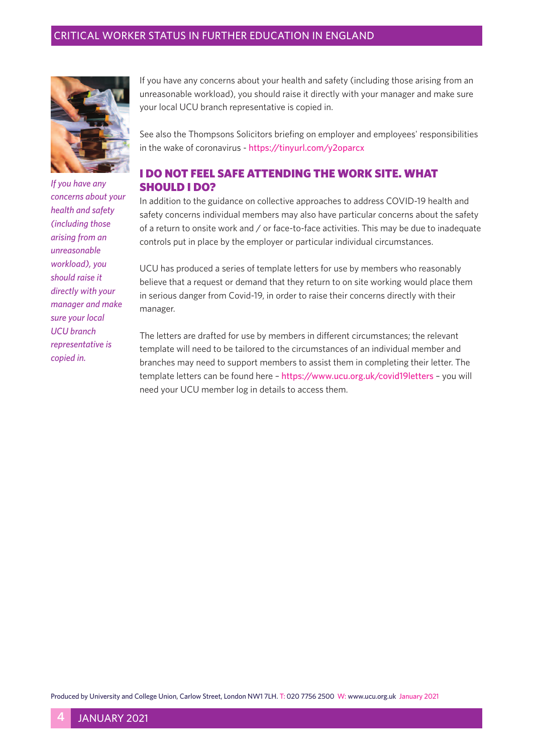If you have any concerns about your health and safety (including those arising from an unreasonable workload), you should raise it directly with your manager and make sure your local UCU branch representative is copied in.

*If you have any concerns about your health and safety (including those arising from an unreasonable workload), you should raise it directly with your manager and make sure your local UCU branch representative is copied in.*

See also the Thompsons Solicitors briefing on employer and employees' responsibilities in the wake of coronavirus - https://tinyurl.com/y2oparcx

## I DO NOT FEEL SAFE ATTENDING THE WORK SITE. WHAT SHOULD I DO?

In addition to the guidance on collective approaches to address COVID-19 health and safety concerns individual members may also have particular concerns about the safety of a return to onsite work and / or face-to-face activities. This may be due to inadequate controls put in place by the employer or particular individual circumstances.

UCU has produced a series of template letters for use by members who reasonably believe that a request or demand that they return to on site working would place them in serious danger from Covid-19, in order to raise their concerns directly with their manager.

The letters are drafted for use by members in different circumstances; the relevant template will need to be tailored to the circumstances of an individual member and branches may need to support members to assist them in completing their letter. The template letters can be found here – https://www.ucu.org.uk/covid19letters – you will need your UCU member log in details to access them.

Produced by University and College Union, Carlow Street, London NW1 7LH. T: 020 7756 2500 W: www.ucu.org.uk January 2021